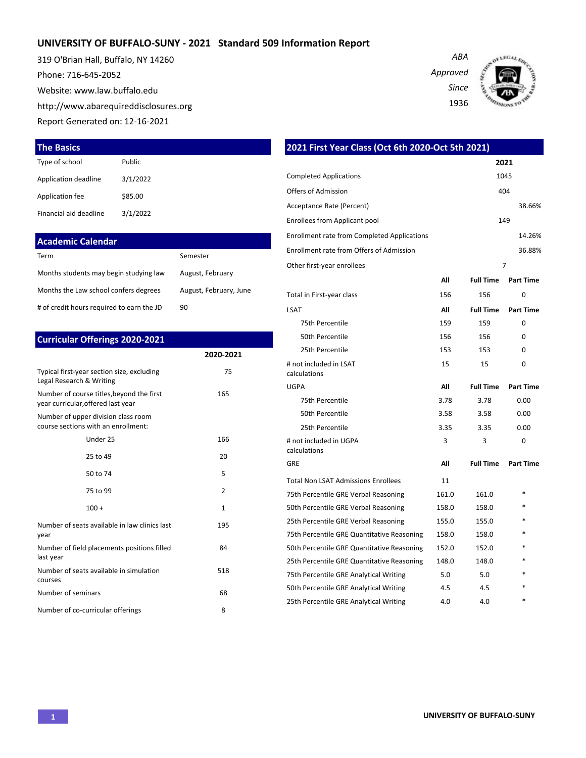# UNIVERSITY OF BUFFALO-SUNY - 2021 Standard 509 Information Report

319 O'Brian Hall, Buffalo, NY 14260

Phone: 716-645-2052

Website: www.law.buffalo.edu

http://www.abarequireddisclosures.org

Report Generated on: 12-16-2021

*ABA Approved Since 1936*

## The Basics

| | |
|---|---|
| Type of school | Public |
| Application deadline | 3/1/2022 |
| Application fee | $85.00 |
| Financial aid deadline | 3/1/2022 |

## Academic Calendar

| | |
|---|---|
| Term | Semester |
| Months students may begin studying law | August, February |
| Months the Law school confers degrees | August, February, June |
| # of credit hours required to earn the JD | 90 |

## Curricular Offerings 2020-2021

| | 2020-2021 |
|---|---|
| Typical first-year section size, excluding Legal Research & Writing | 75 |
| Number of course titles,beyond the first year curricular,offered last year | 165 |
| Number of upper division class room course sections with an enrollment: | |
| Under 25 | 166 |
| 25 to 49 | 20 |
| 50 to 74 | 5 |
| 75 to 99 | 2 |
| 100 + | 1 |
| Number of seats available in law clinics last year | 195 |
| Number of field placements positions filled last year | 84 |
| Number of seats available in simulation courses | 518 |
| Number of seminars | 68 |
| Number of co-curricular offerings | 8 |

## 2021 First Year Class (Oct 6th 2020-Oct 5th 2021)

| | | 2021 | |
|---|---|---|---|
| Completed Applications | | 1045 | |
| Offers of Admission | | 404 | |
| Acceptance Rate (Percent) | | | 38.66% |
| Enrollees from Applicant pool | | 149 | |
| Enrollment rate from Completed Applications | | | 14.26% |
| Enrollment rate from Offers of Admission | | | 36.88% |
| Other first-year enrollees | | 7 | |

| | All | Full Time | Part Time |
|---|---|---|---|
| Total in First-year class | 156 | 156 | 0 |
| **LSAT** | **All** | **Full Time** | **Part Time** |
| 75th Percentile | 159 | 159 | 0 |
| 50th Percentile | 156 | 156 | 0 |
| 25th Percentile | 153 | 153 | 0 |
| # not included in LSAT calculations | 15 | 15 | 0 |
| **UGPA** | **All** | **Full Time** | **Part Time** |
| 75th Percentile | 3.78 | 3.78 | 0.00 |
| 50th Percentile | 3.58 | 3.58 | 0.00 |
| 25th Percentile | 3.35 | 3.35 | 0.00 |
| # not included in UGPA calculations | 3 | 3 | 0 |
| **GRE** | **All** | **Full Time** | **Part Time** |
| Total Non LSAT Admissions Enrollees | 11 | | |
| 75th Percentile GRE Verbal Reasoning | 161.0 | 161.0 | * |
| 50th Percentile GRE Verbal Reasoning | 158.0 | 158.0 | * |
| 25th Percentile GRE Verbal Reasoning | 155.0 | 155.0 | * |
| 75th Percentile GRE Quantitative Reasoning | 158.0 | 158.0 | * |
| 50th Percentile GRE Quantitative Reasoning | 152.0 | 152.0 | * |
| 25th Percentile GRE Quantitative Reasoning | 148.0 | 148.0 | * |
| 75th Percentile GRE Analytical Writing | 5.0 | 5.0 | * |
| 50th Percentile GRE Analytical Writing | 4.5 | 4.5 | * |
| 25th Percentile GRE Analytical Writing | 4.0 | 4.0 | * |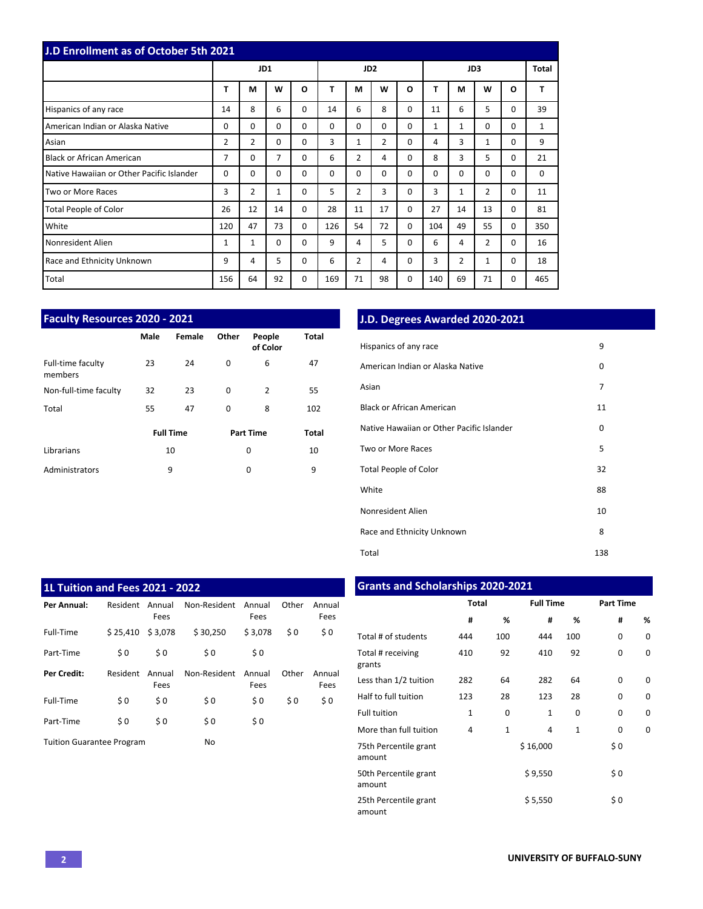## J.D Enrollment as of October 5th 2021

| | JD1 | | | | JD2 | | | | JD3 | | | | Total |
|---|---|---|---|---|---|---|---|---|---|---|---|---|---|
| | T | M | W | O | T | M | W | O | T | M | W | O | T |
| Hispanics of any race | 14 | 8 | 6 | 0 | 14 | 6 | 8 | 0 | 11 | 6 | 5 | 0 | 39 |
| American Indian or Alaska Native | 0 | 0 | 0 | 0 | 0 | 0 | 0 | 0 | 1 | 1 | 0 | 0 | 1 |
| Asian | 2 | 2 | 0 | 0 | 3 | 1 | 2 | 0 | 4 | 3 | 1 | 0 | 9 |
| Black or African American | 7 | 0 | 7 | 0 | 6 | 2 | 4 | 0 | 8 | 3 | 5 | 0 | 21 |
| Native Hawaiian or Other Pacific Islander | 0 | 0 | 0 | 0 | 0 | 0 | 0 | 0 | 0 | 0 | 0 | 0 | 0 |
| Two or More Races | 3 | 2 | 1 | 0 | 5 | 2 | 3 | 0 | 3 | 1 | 2 | 0 | 11 |
| Total People of Color | 26 | 12 | 14 | 0 | 28 | 11 | 17 | 0 | 27 | 14 | 13 | 0 | 81 |
| White | 120 | 47 | 73 | 0 | 126 | 54 | 72 | 0 | 104 | 49 | 55 | 0 | 350 |
| Nonresident Alien | 1 | 1 | 0 | 0 | 9 | 4 | 5 | 0 | 6 | 4 | 2 | 0 | 16 |
| Race and Ethnicity Unknown | 9 | 4 | 5 | 0 | 6 | 2 | 4 | 0 | 3 | 2 | 1 | 0 | 18 |
| Total | 156 | 64 | 92 | 0 | 169 | 71 | 98 | 0 | 140 | 69 | 71 | 0 | 465 |

## Faculty Resources 2020 - 2021

| | Male | Female | Other | People of Color | Total |
|---|---|---|---|---|---|
| Full-time faculty members | 23 | 24 | 0 | 6 | 47 |
| Non-full-time faculty | 32 | 23 | 0 | 2 | 55 |
| Total | 55 | 47 | 0 | 8 | 102 |

| | Full Time | Part Time | Total |
|---|---|---|---|
| Librarians | 10 | 0 | 10 |
| Administrators | 9 | 0 | 9 |

## J.D. Degrees Awarded 2020-2021

| | |
|---|---|
| Hispanics of any race | 9 |
| American Indian or Alaska Native | 0 |
| Asian | 7 |
| Black or African American | 11 |
| Native Hawaiian or Other Pacific Islander | 0 |
| Two or More Races | 5 |
| Total People of Color | 32 |
| White | 88 |
| Nonresident Alien | 10 |
| Race and Ethnicity Unknown | 8 |
| Total | 138 |

## 1L Tuition and Fees 2021 - 2022

| **Per Annual:** | Resident | Annual Fees | Non-Resident | Annual Fees | Other | Annual Fees |
|---|---|---|---|---|---|---|
| Full-Time | $ 25,410 | $ 3,078 | $ 30,250 | $ 3,078 | $ 0 | $ 0 |
| Part-Time | $ 0 | $ 0 | $ 0 | $ 0 | | |
| **Per Credit:** | Resident | Annual Fees | Non-Resident | Annual Fees | Other | Annual Fees |
| Full-Time | $ 0 | $ 0 | $ 0 | $ 0 | $ 0 | $ 0 |
| Part-Time | $ 0 | $ 0 | $ 0 | $ 0 | | |

Tuition Guarantee Program: No

## Grants and Scholarships 2020-2021

| | Total | | Full Time | | Part Time | |
|---|---|---|---|---|---|---|
| | # | % | # | % | # | % |
| Total # of students | 444 | 100 | 444 | 100 | 0 | 0 |
| Total # receiving grants | 410 | 92 | 410 | 92 | 0 | 0 |
| Less than 1/2 tuition | 282 | 64 | 282 | 64 | 0 | 0 |
| Half to full tuition | 123 | 28 | 123 | 28 | 0 | 0 |
| Full tuition | 1 | 0 | 1 | 0 | 0 | 0 |
| More than full tuition | 4 | 1 | 4 | 1 | 0 | 0 |
| 75th Percentile grant amount | | | $ 16,000 | | $ 0 | |
| 50th Percentile grant amount | | | $ 9,550 | | $ 0 | |
| 25th Percentile grant amount | | | $ 5,550 | | $ 0 | |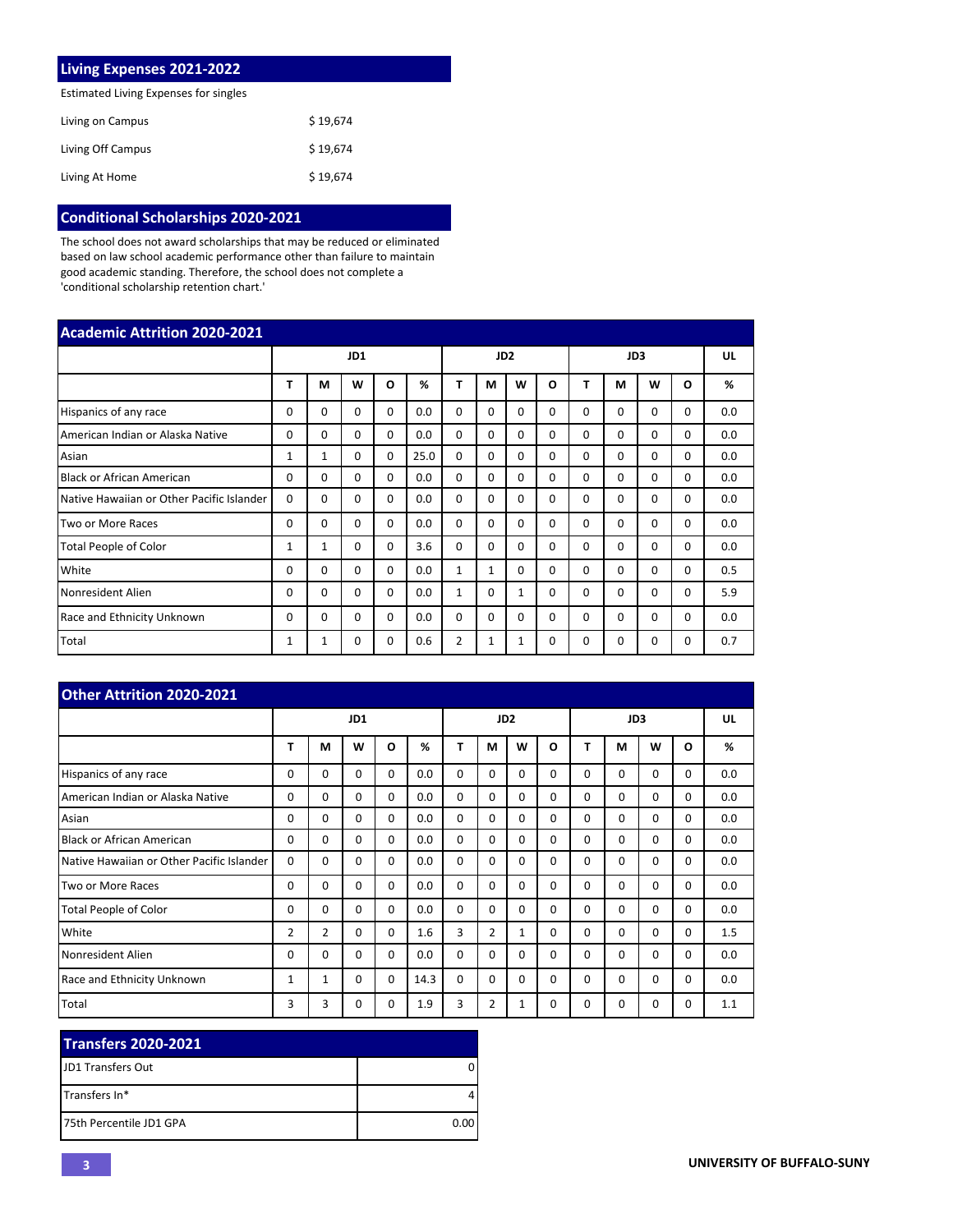## Living Expenses 2021-2022

Estimated Living Expenses for singles

| | |
|---|---|
| Living on Campus | $ 19,674 |
| Living Off Campus | $ 19,674 |
| Living At Home | $ 19,674 |

## Conditional Scholarships 2020-2021

The school does not award scholarships that may be reduced or eliminated based on law school academic performance other than failure to maintain good academic standing. Therefore, the school does not complete a 'conditional scholarship retention chart.'

## Academic Attrition 2020-2021

| | JD1 | | | | | JD2 | | | | JD3 | | | | UL |
|---|---|---|---|---|---|---|---|---|---|---|---|---|---|---|
| | T | M | W | O | % | T | M | W | O | T | M | W | O | % |
| Hispanics of any race | 0 | 0 | 0 | 0 | 0.0 | 0 | 0 | 0 | 0 | 0 | 0 | 0 | 0 | 0.0 |
| American Indian or Alaska Native | 0 | 0 | 0 | 0 | 0.0 | 0 | 0 | 0 | 0 | 0 | 0 | 0 | 0 | 0.0 |
| Asian | 1 | 1 | 0 | 0 | 25.0 | 0 | 0 | 0 | 0 | 0 | 0 | 0 | 0 | 0.0 |
| Black or African American | 0 | 0 | 0 | 0 | 0.0 | 0 | 0 | 0 | 0 | 0 | 0 | 0 | 0 | 0.0 |
| Native Hawaiian or Other Pacific Islander | 0 | 0 | 0 | 0 | 0.0 | 0 | 0 | 0 | 0 | 0 | 0 | 0 | 0 | 0.0 |
| Two or More Races | 0 | 0 | 0 | 0 | 0.0 | 0 | 0 | 0 | 0 | 0 | 0 | 0 | 0 | 0.0 |
| Total People of Color | 1 | 1 | 0 | 0 | 3.6 | 0 | 0 | 0 | 0 | 0 | 0 | 0 | 0 | 0.0 |
| White | 0 | 0 | 0 | 0 | 0.0 | 1 | 1 | 0 | 0 | 0 | 0 | 0 | 0 | 0.5 |
| Nonresident Alien | 0 | 0 | 0 | 0 | 0.0 | 1 | 0 | 1 | 0 | 0 | 0 | 0 | 0 | 5.9 |
| Race and Ethnicity Unknown | 0 | 0 | 0 | 0 | 0.0 | 0 | 0 | 0 | 0 | 0 | 0 | 0 | 0 | 0.0 |
| Total | 1 | 1 | 0 | 0 | 0.6 | 2 | 1 | 1 | 0 | 0 | 0 | 0 | 0 | 0.7 |

## Other Attrition 2020-2021

| | JD1 | | | | | JD2 | | | | JD3 | | | | UL |
|---|---|---|---|---|---|---|---|---|---|---|---|---|---|---|
| | T | M | W | O | % | T | M | W | O | T | M | W | O | % |
| Hispanics of any race | 0 | 0 | 0 | 0 | 0.0 | 0 | 0 | 0 | 0 | 0 | 0 | 0 | 0 | 0.0 |
| American Indian or Alaska Native | 0 | 0 | 0 | 0 | 0.0 | 0 | 0 | 0 | 0 | 0 | 0 | 0 | 0 | 0.0 |
| Asian | 0 | 0 | 0 | 0 | 0.0 | 0 | 0 | 0 | 0 | 0 | 0 | 0 | 0 | 0.0 |
| Black or African American | 0 | 0 | 0 | 0 | 0.0 | 0 | 0 | 0 | 0 | 0 | 0 | 0 | 0 | 0.0 |
| Native Hawaiian or Other Pacific Islander | 0 | 0 | 0 | 0 | 0.0 | 0 | 0 | 0 | 0 | 0 | 0 | 0 | 0 | 0.0 |
| Two or More Races | 0 | 0 | 0 | 0 | 0.0 | 0 | 0 | 0 | 0 | 0 | 0 | 0 | 0 | 0.0 |
| Total People of Color | 0 | 0 | 0 | 0 | 0.0 | 0 | 0 | 0 | 0 | 0 | 0 | 0 | 0 | 0.0 |
| White | 2 | 2 | 0 | 0 | 1.6 | 3 | 2 | 1 | 0 | 0 | 0 | 0 | 0 | 1.5 |
| Nonresident Alien | 0 | 0 | 0 | 0 | 0.0 | 0 | 0 | 0 | 0 | 0 | 0 | 0 | 0 | 0.0 |
| Race and Ethnicity Unknown | 1 | 1 | 0 | 0 | 14.3 | 0 | 0 | 0 | 0 | 0 | 0 | 0 | 0 | 0.0 |
| Total | 3 | 3 | 0 | 0 | 1.9 | 3 | 2 | 1 | 0 | 0 | 0 | 0 | 0 | 1.1 |

## Transfers 2020-2021

| | |
|---|---|
| JD1 Transfers Out | 0 |
| Transfers In* | 4 |
| 75th Percentile JD1 GPA | 0.00 |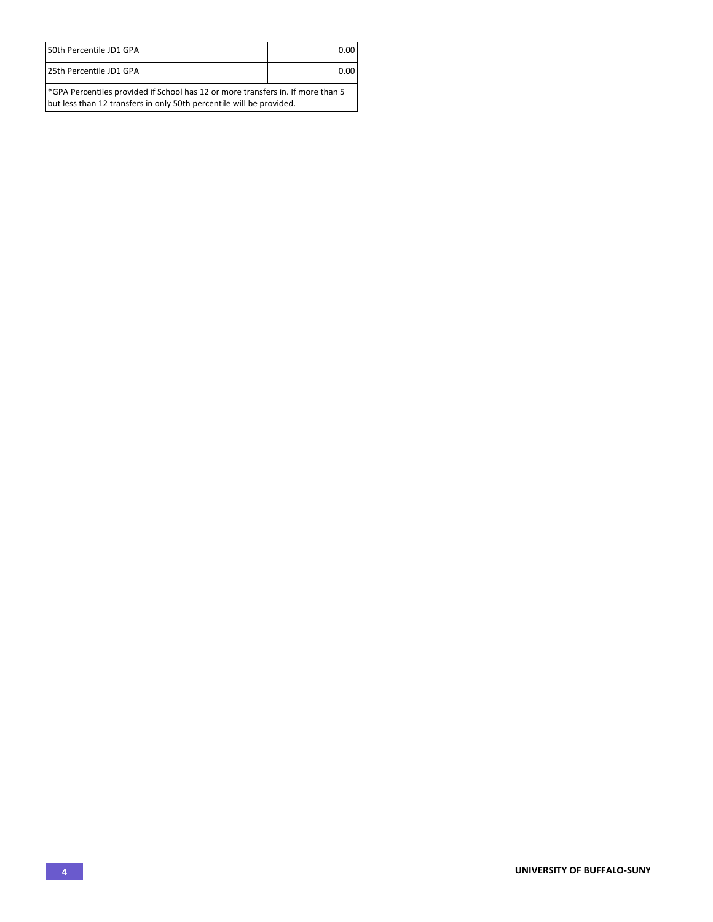| | |
|---|---|
| 50th Percentile JD1 GPA | 0.00 |
| 25th Percentile JD1 GPA | 0.00 |

*GPA Percentiles provided if School has 12 or more transfers in. If more than 5 but less than 12 transfers in only 50th percentile will be provided.